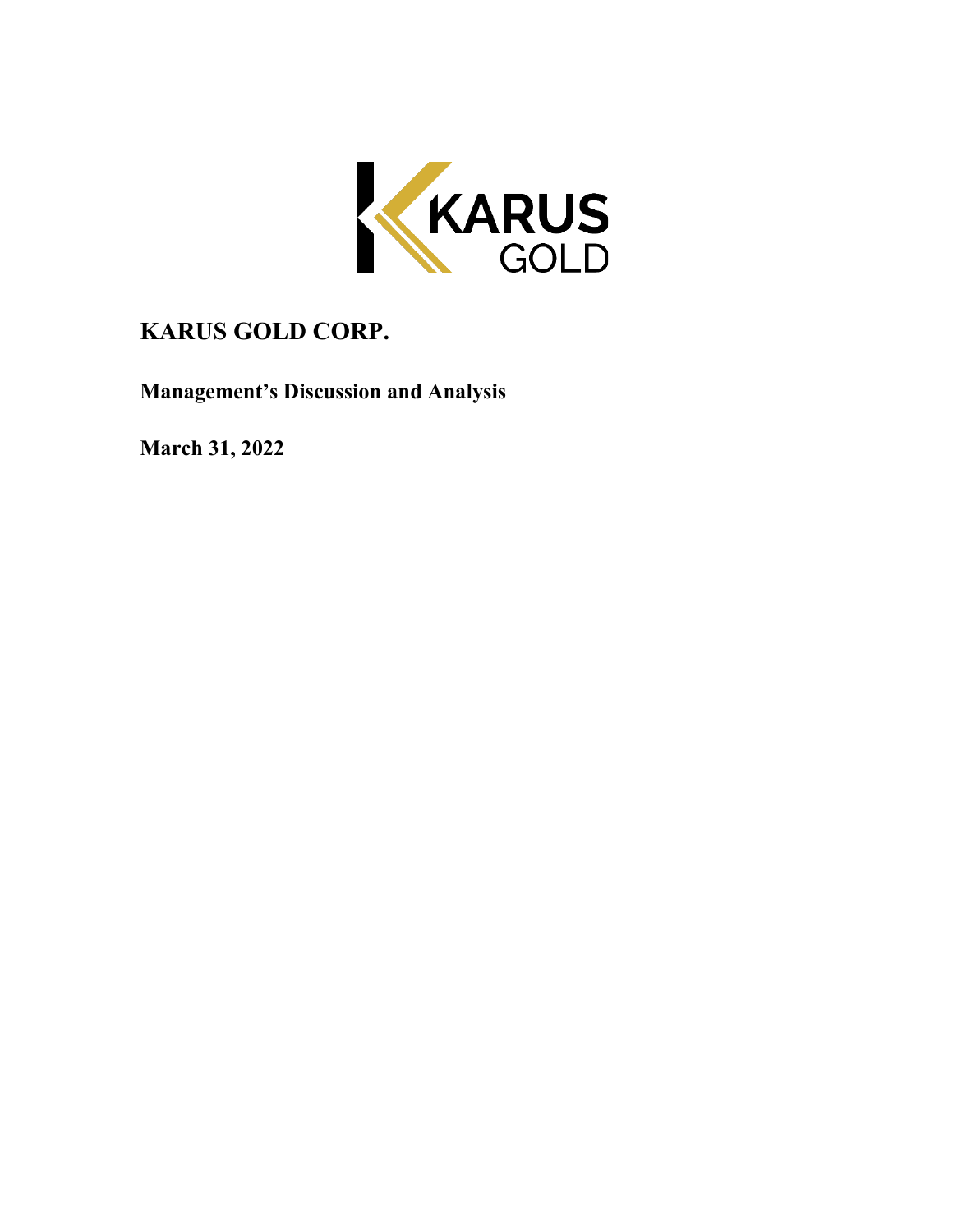KARUS GOLD

# KARUS GOLD CORP.

**Management's Discussion and Analysis**

**March 31, 2022**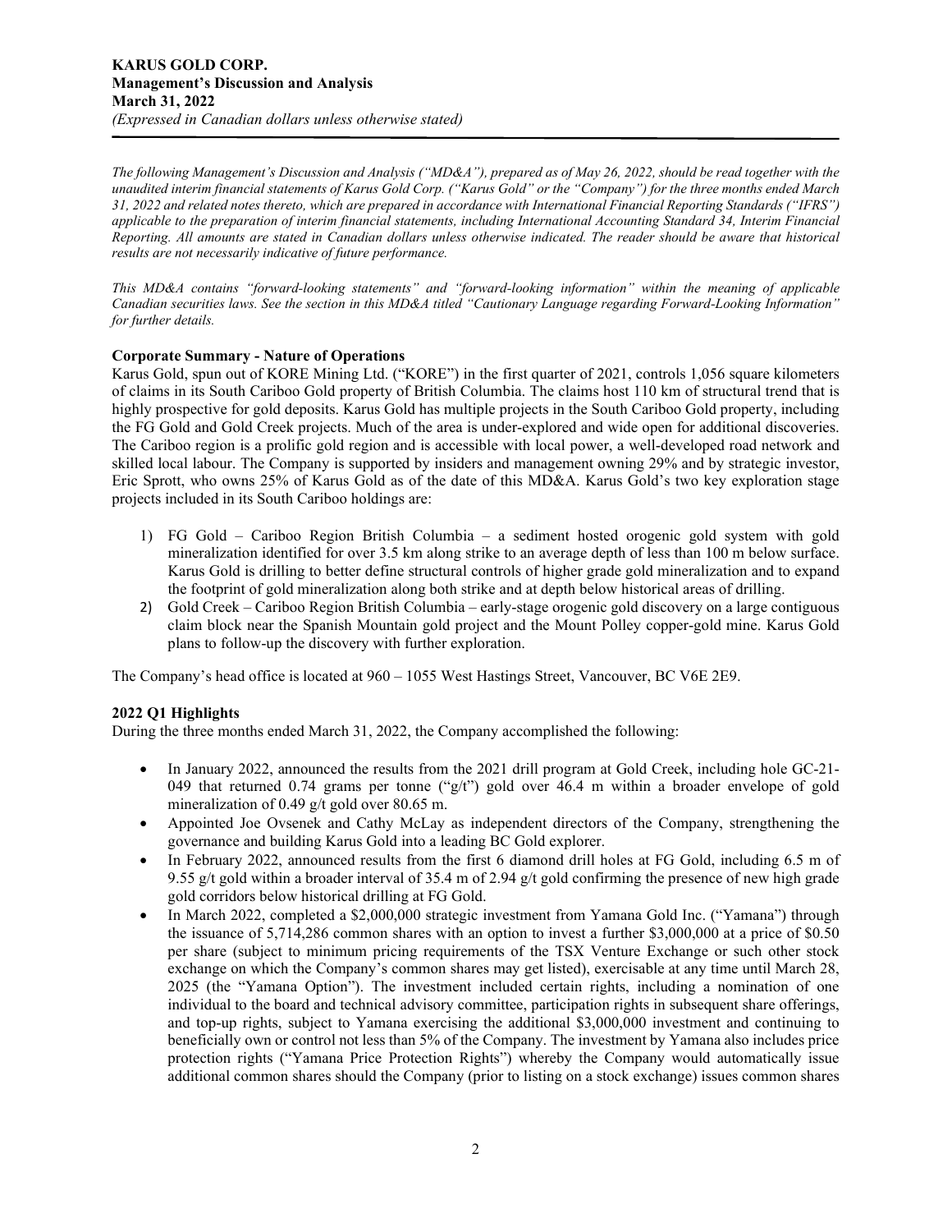The following Management's Discussion and Analysis ("MD&A"), prepared as of May 26, 2022, should be read together with the unaudited interim financial statements of Karus Gold Corp. ("Karus Gold" or the "Company") for the three months ended March 31, 2022 and related notes thereto, which are prepared in accordance with International Financial Reporting Standards ("IFRS") applicable to the preparation of interim financial statements, including International Accounting Standard 34, Interim Financial Reporting. All amounts are stated in Canadian dollars unless otherwise indicated. The reader should be aware that historical results are not necessarily indicative of future performance.*

*This MD&A contains "forward-looking statements" and "forward-looking information" within the meaning of applicable Canadian securities laws. See the section in this MD&A titled "Cautionary Language regarding Forward-Looking Information" for further details.*

## Corporate Summary - Nature of Operations

Karus Gold, spun out of KORE Mining Ltd. ("KORE") in the first quarter of 2021, controls 1,056 square kilometers of claims in its South Cariboo Gold property of British Columbia. The claims host 110 km of structural trend that is highly prospective for gold deposits. Karus Gold has multiple projects in the South Cariboo Gold property, including the FG Gold and Gold Creek projects. Much of the area is under-explored and wide open for additional discoveries. The Cariboo region is a prolific gold region and is accessible with local power, a well-developed road network and skilled local labour. The Company is supported by insiders and management owning 29% and by strategic investor, Eric Sprott, who owns 25% of Karus Gold as of the date of this MD&A. Karus Gold's two key exploration stage projects included in its South Cariboo holdings are:

1) FG Gold – Cariboo Region British Columbia – a sediment hosted orogenic gold system with gold mineralization identified for over 3.5 km along strike to an average depth of less than 100 m below surface. Karus Gold is drilling to better define structural controls of higher grade gold mineralization and to expand the footprint of gold mineralization along both strike and at depth below historical areas of drilling.
2) Gold Creek – Cariboo Region British Columbia – early-stage orogenic gold discovery on a large contiguous claim block near the Spanish Mountain gold project and the Mount Polley copper-gold mine. Karus Gold plans to follow-up the discovery with further exploration.

The Company's head office is located at 960 – 1055 West Hastings Street, Vancouver, BC V6E 2E9.

## 2022 Q1 Highlights

During the three months ended March 31, 2022, the Company accomplished the following:

- In January 2022, announced the results from the 2021 drill program at Gold Creek, including hole GC-21-049 that returned 0.74 grams per tonne ("g/t") gold over 46.4 m within a broader envelope of gold mineralization of 0.49 g/t gold over 80.65 m.
- Appointed Joe Ovsenek and Cathy McLay as independent directors of the Company, strengthening the governance and building Karus Gold into a leading BC Gold explorer.
- In February 2022, announced results from the first 6 diamond drill holes at FG Gold, including 6.5 m of 9.55 g/t gold within a broader interval of 35.4 m of 2.94 g/t gold confirming the presence of new high grade gold corridors below historical drilling at FG Gold.
- In March 2022, completed a $2,000,000 strategic investment from Yamana Gold Inc. ("Yamana") through the issuance of 5,714,286 common shares with an option to invest a further $3,000,000 at a price of $0.50 per share (subject to minimum pricing requirements of the TSX Venture Exchange or such other stock exchange on which the Company's common shares may get listed), exercisable at any time until March 28, 2025 (the "Yamana Option"). The investment included certain rights, including a nomination of one individual to the board and technical advisory committee, participation rights in subsequent share offerings, and top-up rights, subject to Yamana exercising the additional $3,000,000 investment and continuing to beneficially own or control not less than 5% of the Company. The investment by Yamana also includes price protection rights ("Yamana Price Protection Rights") whereby the Company would automatically issue additional common shares should the Company (prior to listing on a stock exchange) issues common shares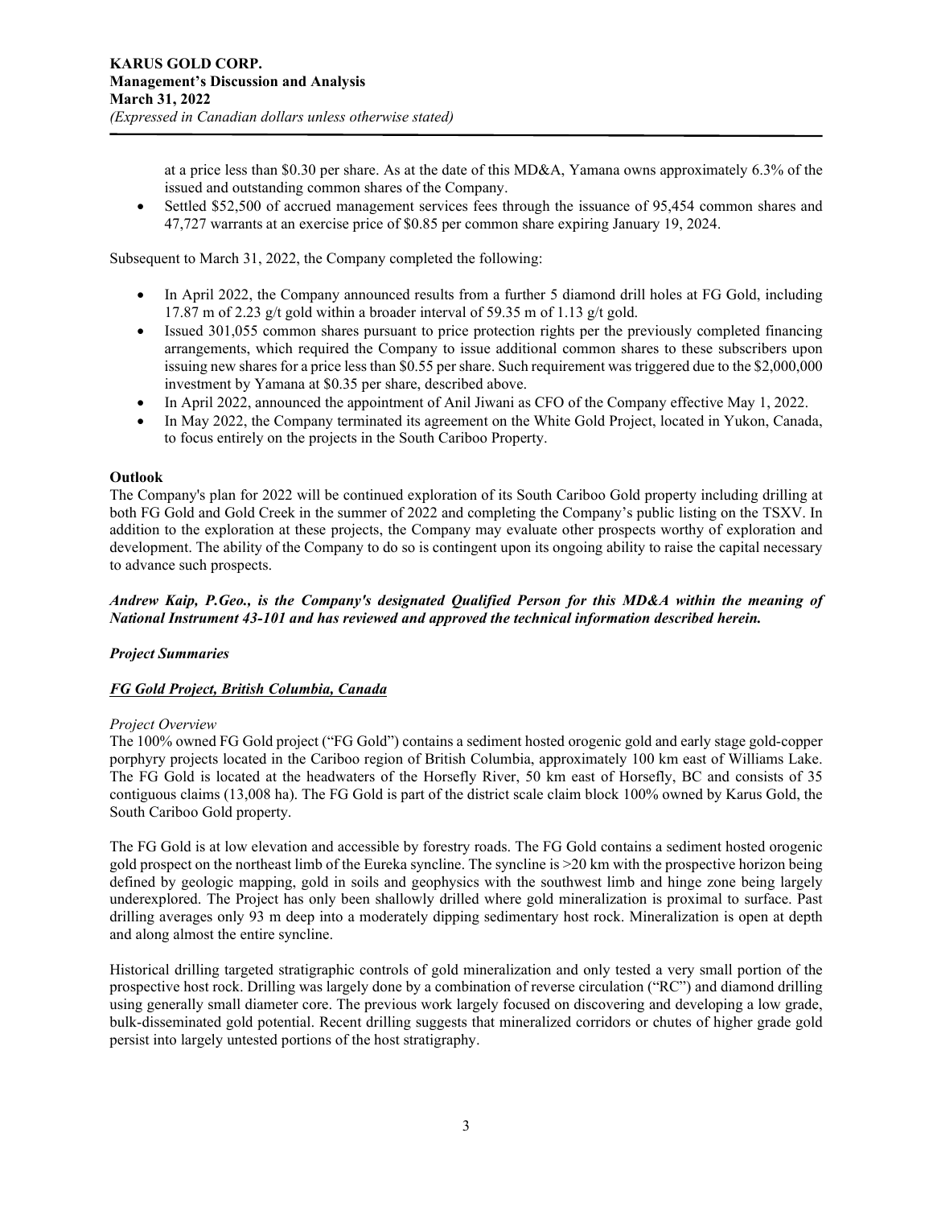at a price less than $0.30 per share. As at the date of this MD&A, Yamana owns approximately 6.3% of the issued and outstanding common shares of the Company.

- Settled $52,500 of accrued management services fees through the issuance of 95,454 common shares and 47,727 warrants at an exercise price of $0.85 per common share expiring January 19, 2024.

Subsequent to March 31, 2022, the Company completed the following:

- In April 2022, the Company announced results from a further 5 diamond drill holes at FG Gold, including 17.87 m of 2.23 g/t gold within a broader interval of 59.35 m of 1.13 g/t gold.
- Issued 301,055 common shares pursuant to price protection rights per the previously completed financing arrangements, which required the Company to issue additional common shares to these subscribers upon issuing new shares for a price less than $0.55 per share. Such requirement was triggered due to the $2,000,000 investment by Yamana at $0.35 per share, described above.
- In April 2022, announced the appointment of Anil Jiwani as CFO of the Company effective May 1, 2022.
- In May 2022, the Company terminated its agreement on the White Gold Project, located in Yukon, Canada, to focus entirely on the projects in the South Cariboo Property.

**Outlook**

The Company's plan for 2022 will be continued exploration of its South Cariboo Gold property including drilling at both FG Gold and Gold Creek in the summer of 2022 and completing the Company's public listing on the TSXV. In addition to the exploration at these projects, the Company may evaluate other prospects worthy of exploration and development. The ability of the Company to do so is contingent upon its ongoing ability to raise the capital necessary to advance such prospects.

***Andrew Kaip, P.Geo., is the Company's designated Qualified Person for this MD&A within the meaning of National Instrument 43-101 and has reviewed and approved the technical information described herein.***

***Project Summaries***

***<u>FG Gold Project, British Columbia, Canada</u>***

*Project Overview*

The 100% owned FG Gold project ("FG Gold") contains a sediment hosted orogenic gold and early stage gold-copper porphyry projects located in the Cariboo region of British Columbia, approximately 100 km east of Williams Lake. The FG Gold is located at the headwaters of the Horsefly River, 50 km east of Horsefly, BC and consists of 35 contiguous claims (13,008 ha). The FG Gold is part of the district scale claim block 100% owned by Karus Gold, the South Cariboo Gold property.

The FG Gold is at low elevation and accessible by forestry roads. The FG Gold contains a sediment hosted orogenic gold prospect on the northeast limb of the Eureka syncline. The syncline is >20 km with the prospective horizon being defined by geologic mapping, gold in soils and geophysics with the southwest limb and hinge zone being largely underexplored. The Project has only been shallowly drilled where gold mineralization is proximal to surface. Past drilling averages only 93 m deep into a moderately dipping sedimentary host rock. Mineralization is open at depth and along almost the entire syncline.

Historical drilling targeted stratigraphic controls of gold mineralization and only tested a very small portion of the prospective host rock. Drilling was largely done by a combination of reverse circulation ("RC") and diamond drilling using generally small diameter core. The previous work largely focused on discovering and developing a low grade, bulk-disseminated gold potential. Recent drilling suggests that mineralized corridors or chutes of higher grade gold persist into largely untested portions of the host stratigraphy.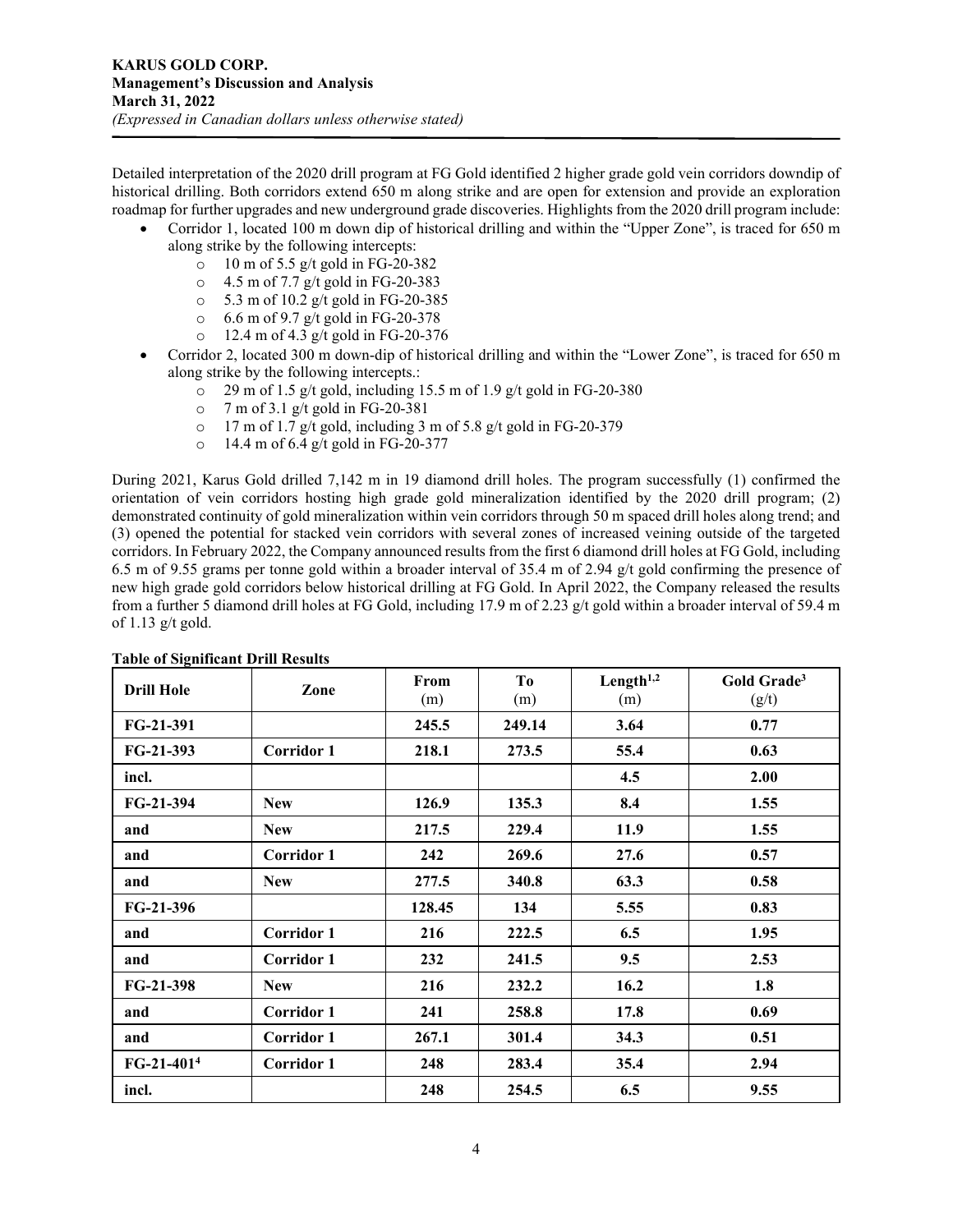Detailed interpretation of the 2020 drill program at FG Gold identified 2 higher grade gold vein corridors downdip of historical drilling. Both corridors extend 650 m along strike and are open for extension and provide an exploration roadmap for further upgrades and new underground grade discoveries. Highlights from the 2020 drill program include:

- Corridor 1, located 100 m down dip of historical drilling and within the "Upper Zone", is traced for 650 m along strike by the following intercepts:
  - 10 m of 5.5 g/t gold in FG-20-382
  - 4.5 m of 7.7 g/t gold in FG-20-383
  - 5.3 m of 10.2 g/t gold in FG-20-385
  - 6.6 m of 9.7 g/t gold in FG-20-378
  - 12.4 m of 4.3 g/t gold in FG-20-376
- Corridor 2, located 300 m down-dip of historical drilling and within the "Lower Zone", is traced for 650 m along strike by the following intercepts.:
  - 29 m of 1.5 g/t gold, including 15.5 m of 1.9 g/t gold in FG-20-380
  - 7 m of 3.1 g/t gold in FG-20-381
  - 17 m of 1.7 g/t gold, including 3 m of 5.8 g/t gold in FG-20-379
  - 14.4 m of 6.4 g/t gold in FG-20-377

During 2021, Karus Gold drilled 7,142 m in 19 diamond drill holes. The program successfully (1) confirmed the orientation of vein corridors hosting high grade gold mineralization identified by the 2020 drill program; (2) demonstrated continuity of gold mineralization within vein corridors through 50 m spaced drill holes along trend; and (3) opened the potential for stacked vein corridors with several zones of increased veining outside of the targeted corridors. In February 2022, the Company announced results from the first 6 diamond drill holes at FG Gold, including 6.5 m of 9.55 grams per tonne gold within a broader interval of 35.4 m of 2.94 g/t gold confirming the presence of new high grade gold corridors below historical drilling at FG Gold. In April 2022, the Company released the results from a further 5 diamond drill holes at FG Gold, including 17.9 m of 2.23 g/t gold within a broader interval of 59.4 m of 1.13 g/t gold.

**Table of Significant Drill Results**

| Drill Hole | Zone | From (m) | To (m) | Length[1,2] (m) | Gold Grade[3] (g/t) |
|---|---|---|---|---|---|
| **FG-21-391** | | **245.5** | **249.14** | **3.64** | **0.77** |
| **FG-21-393** | **Corridor 1** | **218.1** | **273.5** | **55.4** | **0.63** |
| **incl.** | | | | **4.5** | **2.00** |
| **FG-21-394** | **New** | **126.9** | **135.3** | **8.4** | **1.55** |
| **and** | **New** | **217.5** | **229.4** | **11.9** | **1.55** |
| **and** | **Corridor 1** | **242** | **269.6** | **27.6** | **0.57** |
| **and** | **New** | **277.5** | **340.8** | **63.3** | **0.58** |
| **FG-21-396** | | **128.45** | **134** | **5.55** | **0.83** |
| **and** | **Corridor 1** | **216** | **222.5** | **6.5** | **1.95** |
| **and** | **Corridor 1** | **232** | **241.5** | **9.5** | **2.53** |
| **FG-21-398** | **New** | **216** | **232.2** | **16.2** | **1.8** |
| **and** | **Corridor 1** | **241** | **258.8** | **17.8** | **0.69** |
| **and** | **Corridor 1** | **267.1** | **301.4** | **34.3** | **0.51** |
| **FG-21-401[4]** | **Corridor 1** | **248** | **283.4** | **35.4** | **2.94** |
| **incl.** | | **248** | **254.5** | **6.5** | **9.55** |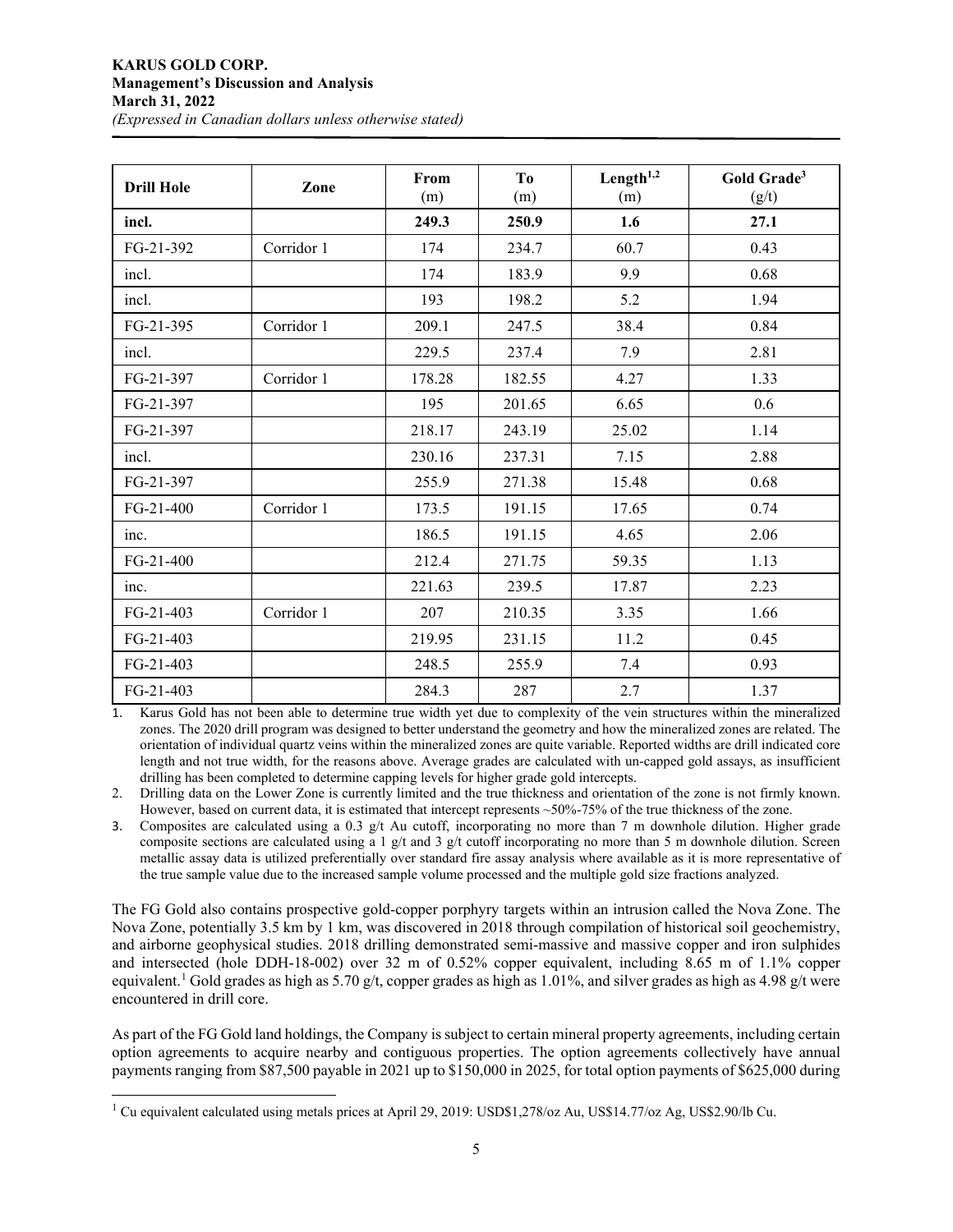| Drill Hole | Zone | From (m) | To (m) | Length[1,2] (m) | Gold Grade[3] (g/t) |
|---|---|---|---|---|---|
| **incl.** | | **249.3** | **250.9** | **1.6** | **27.1** |
| FG-21-392 | Corridor 1 | 174 | 234.7 | 60.7 | 0.43 |
| incl. | | 174 | 183.9 | 9.9 | 0.68 |
| incl. | | 193 | 198.2 | 5.2 | 1.94 |
| FG-21-395 | Corridor 1 | 209.1 | 247.5 | 38.4 | 0.84 |
| incl. | | 229.5 | 237.4 | 7.9 | 2.81 |
| FG-21-397 | Corridor 1 | 178.28 | 182.55 | 4.27 | 1.33 |
| FG-21-397 | | 195 | 201.65 | 6.65 | 0.6 |
| FG-21-397 | | 218.17 | 243.19 | 25.02 | 1.14 |
| incl. | | 230.16 | 237.31 | 7.15 | 2.88 |
| FG-21-397 | | 255.9 | 271.38 | 15.48 | 0.68 |
| FG-21-400 | Corridor 1 | 173.5 | 191.15 | 17.65 | 0.74 |
| inc. | | 186.5 | 191.15 | 4.65 | 2.06 |
| FG-21-400 | | 212.4 | 271.75 | 59.35 | 1.13 |
| inc. | | 221.63 | 239.5 | 17.87 | 2.23 |
| FG-21-403 | Corridor 1 | 207 | 210.35 | 3.35 | 1.66 |
| FG-21-403 | | 219.95 | 231.15 | 11.2 | 0.45 |
| FG-21-403 | | 248.5 | 255.9 | 7.4 | 0.93 |
| FG-21-403 | | 284.3 | 287 | 2.7 | 1.37 |

1. Karus Gold has not been able to determine true width yet due to complexity of the vein structures within the mineralized zones. The 2020 drill program was designed to better understand the geometry and how the mineralized zones are related. The orientation of individual quartz veins within the mineralized zones are quite variable. Reported widths are drill indicated core length and not true width, for the reasons above. Average grades are calculated with un-capped gold assays, as insufficient drilling has been completed to determine capping levels for higher grade gold intercepts.
2. Drilling data on the Lower Zone is currently limited and the true thickness and orientation of the zone is not firmly known. However, based on current data, it is estimated that intercept represents ~50%-75% of the true thickness of the zone.
3. Composites are calculated using a 0.3 g/t Au cutoff, incorporating no more than 7 m downhole dilution. Higher grade composite sections are calculated using a 1 g/t and 3 g/t cutoff incorporating no more than 5 m downhole dilution. Screen metallic assay data is utilized preferentially over standard fire assay analysis where available as it is more representative of the true sample value due to the increased sample volume processed and the multiple gold size fractions analyzed.

The FG Gold also contains prospective gold-copper porphyry targets within an intrusion called the Nova Zone. The Nova Zone, potentially 3.5 km by 1 km, was discovered in 2018 through compilation of historical soil geochemistry, and airborne geophysical studies. 2018 drilling demonstrated semi-massive and massive copper and iron sulphides and intersected (hole DDH-18-002) over 32 m of 0.52% copper equivalent, including 8.65 m of 1.1% copper equivalent.[1] Gold grades as high as 5.70 g/t, copper grades as high as 1.01%, and silver grades as high as 4.98 g/t were encountered in drill core.

As part of the FG Gold land holdings, the Company is subject to certain mineral property agreements, including certain option agreements to acquire nearby and contiguous properties. The option agreements collectively have annual payments ranging from $87,500 payable in 2021 up to $150,000 in 2025, for total option payments of $625,000 during

[1] Cu equivalent calculated using metals prices at April 29, 2019: USD$1,278/oz Au, US$14.77/oz Ag, US$2.90/lb Cu.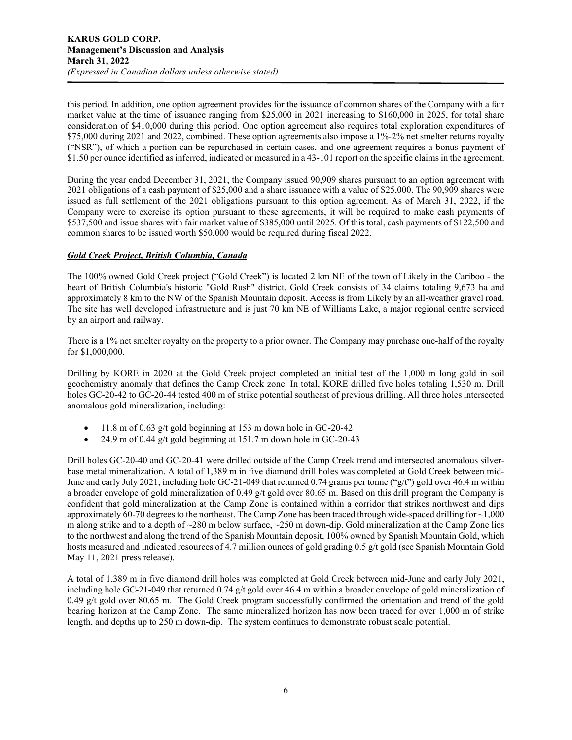this period. In addition, one option agreement provides for the issuance of common shares of the Company with a fair market value at the time of issuance ranging from $25,000 in 2021 increasing to $160,000 in 2025, for total share consideration of $410,000 during this period. One option agreement also requires total exploration expenditures of $75,000 during 2021 and 2022, combined. These option agreements also impose a 1%-2% net smelter returns royalty ("NSR"), of which a portion can be repurchased in certain cases, and one agreement requires a bonus payment of $1.50 per ounce identified as inferred, indicated or measured in a 43-101 report on the specific claims in the agreement.

During the year ended December 31, 2021, the Company issued 90,909 shares pursuant to an option agreement with 2021 obligations of a cash payment of $25,000 and a share issuance with a value of $25,000. The 90,909 shares were issued as full settlement of the 2021 obligations pursuant to this option agreement. As of March 31, 2022, if the Company were to exercise its option pursuant to these agreements, it will be required to make cash payments of $537,500 and issue shares with fair market value of $385,000 until 2025. Of this total, cash payments of $122,500 and common shares to be issued worth $50,000 would be required during fiscal 2022.

### ***Gold Creek Project, British Columbia, Canada***

The 100% owned Gold Creek project ("Gold Creek") is located 2 km NE of the town of Likely in the Cariboo - the heart of British Columbia's historic "Gold Rush" district. Gold Creek consists of 34 claims totaling 9,673 ha and approximately 8 km to the NW of the Spanish Mountain deposit. Access is from Likely by an all-weather gravel road. The site has well developed infrastructure and is just 70 km NE of Williams Lake, a major regional centre serviced by an airport and railway.

There is a 1% net smelter royalty on the property to a prior owner. The Company may purchase one-half of the royalty for $1,000,000.

Drilling by KORE in 2020 at the Gold Creek project completed an initial test of the 1,000 m long gold in soil geochemistry anomaly that defines the Camp Creek zone. In total, KORE drilled five holes totaling 1,530 m. Drill holes GC-20-42 to GC-20-44 tested 400 m of strike potential southeast of previous drilling. All three holes intersected anomalous gold mineralization, including:

- 11.8 m of 0.63 g/t gold beginning at 153 m down hole in GC-20-42
- 24.9 m of 0.44 g/t gold beginning at 151.7 m down hole in GC-20-43

Drill holes GC-20-40 and GC-20-41 were drilled outside of the Camp Creek trend and intersected anomalous silver-base metal mineralization. A total of 1,389 m in five diamond drill holes was completed at Gold Creek between mid-June and early July 2021, including hole GC-21-049 that returned 0.74 grams per tonne ("g/t") gold over 46.4 m within a broader envelope of gold mineralization of 0.49 g/t gold over 80.65 m. Based on this drill program the Company is confident that gold mineralization at the Camp Zone is contained within a corridor that strikes northwest and dips approximately 60-70 degrees to the northeast. The Camp Zone has been traced through wide-spaced drilling for ~1,000 m along strike and to a depth of ~280 m below surface, ~250 m down-dip. Gold mineralization at the Camp Zone lies to the northwest and along the trend of the Spanish Mountain deposit, 100% owned by Spanish Mountain Gold, which hosts measured and indicated resources of 4.7 million ounces of gold grading 0.5 g/t gold (see Spanish Mountain Gold May 11, 2021 press release).

A total of 1,389 m in five diamond drill holes was completed at Gold Creek between mid-June and early July 2021, including hole GC-21-049 that returned 0.74 g/t gold over 46.4 m within a broader envelope of gold mineralization of 0.49 g/t gold over 80.65 m. The Gold Creek program successfully confirmed the orientation and trend of the gold bearing horizon at the Camp Zone. The same mineralized horizon has now been traced for over 1,000 m of strike length, and depths up to 250 m down-dip. The system continues to demonstrate robust scale potential.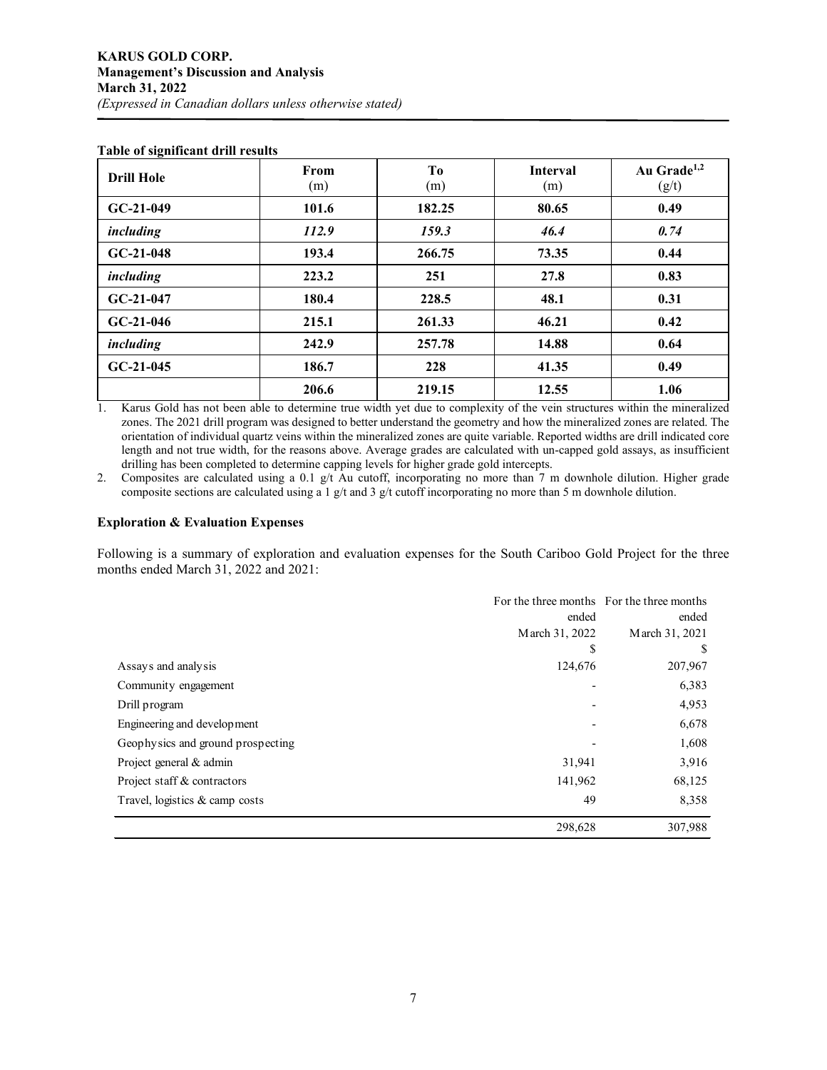**Table of significant drill results**

| Drill Hole | From (m) | To (m) | Interval (m) | Au Grade[1,2] (g/t) |
|---|---|---|---|---|
| **GC-21-049** | **101.6** | **182.25** | **80.65** | **0.49** |
| ***including*** | ***112.9*** | ***159.3*** | ***46.4*** | ***0.74*** |
| **GC-21-048** | **193.4** | **266.75** | **73.35** | **0.44** |
| ***including*** | **223.2** | **251** | **27.8** | **0.83** |
| **GC-21-047** | **180.4** | **228.5** | **48.1** | **0.31** |
| **GC-21-046** | **215.1** | **261.33** | **46.21** | **0.42** |
| ***including*** | **242.9** | **257.78** | **14.88** | **0.64** |
| **GC-21-045** | **186.7** | **228** | **41.35** | **0.49** |
| | **206.6** | **219.15** | **12.55** | **1.06** |

1. Karus Gold has not been able to determine true width yet due to complexity of the vein structures within the mineralized zones. The 2021 drill program was designed to better understand the geometry and how the mineralized zones are related. The orientation of individual quartz veins within the mineralized zones are quite variable. Reported widths are drill indicated core length and not true width, for the reasons above. Average grades are calculated with un-capped gold assays, as insufficient drilling has been completed to determine capping levels for higher grade gold intercepts.
2. Composites are calculated using a 0.1 g/t Au cutoff, incorporating no more than 7 m downhole dilution. Higher grade composite sections are calculated using a 1 g/t and 3 g/t cutoff incorporating no more than 5 m downhole dilution.

### Exploration & Evaluation Expenses

Following is a summary of exploration and evaluation expenses for the South Cariboo Gold Project for the three months ended March 31, 2022 and 2021:

| | For the three months ended March 31, 2022 | For the three months ended March 31, 2021 |
|---|---|---|
| | $ | $ |
| Assays and analysis | 124,676 | 207,967 |
| Community engagement | - | 6,383 |
| Drill program | - | 4,953 |
| Engineering and development | - | 6,678 |
| Geophysics and ground prospecting | - | 1,608 |
| Project general & admin | 31,941 | 3,916 |
| Project staff & contractors | 141,962 | 68,125 |
| Travel, logistics & camp costs | 49 | 8,358 |
| | 298,628 | 307,988 |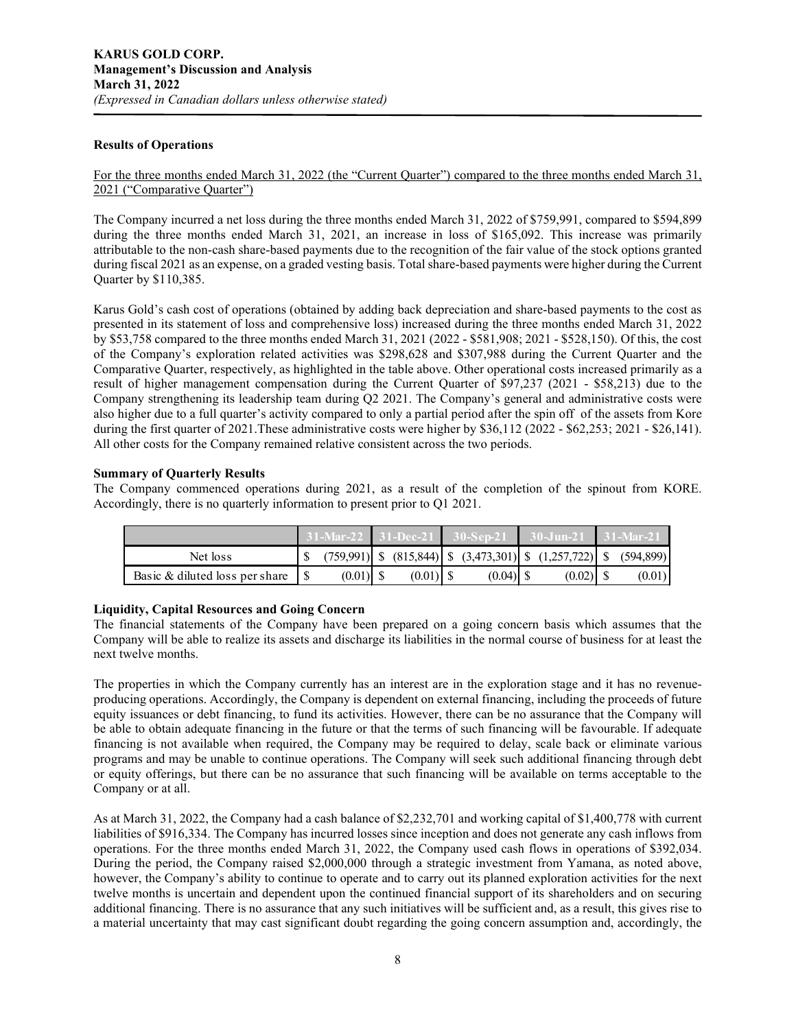### Results of Operations

For the three months ended March 31, 2022 (the "Current Quarter") compared to the three months ended March 31, 2021 ("Comparative Quarter")

The Company incurred a net loss during the three months ended March 31, 2022 of $759,991, compared to $594,899 during the three months ended March 31, 2021, an increase in loss of $165,092. This increase was primarily attributable to the non-cash share-based payments due to the recognition of the fair value of the stock options granted during fiscal 2021 as an expense, on a graded vesting basis. Total share-based payments were higher during the Current Quarter by $110,385.

Karus Gold's cash cost of operations (obtained by adding back depreciation and share-based payments to the cost as presented in its statement of loss and comprehensive loss) increased during the three months ended March 31, 2022 by $53,758 compared to the three months ended March 31, 2021 (2022 - $581,908; 2021 - $528,150). Of this, the cost of the Company's exploration related activities was $298,628 and $307,988 during the Current Quarter and the Comparative Quarter, respectively, as highlighted in the table above. Other operational costs increased primarily as a result of higher management compensation during the Current Quarter of $97,237 (2021 - $58,213) due to the Company strengthening its leadership team during Q2 2021. The Company's general and administrative costs were also higher due to a full quarter's activity compared to only a partial period after the spin off of the assets from Kore during the first quarter of 2021.These administrative costs were higher by $36,112 (2022 - $62,253; 2021 - $26,141). All other costs for the Company remained relative consistent across the two periods.

### Summary of Quarterly Results

The Company commenced operations during 2021, as a result of the completion of the spinout from KORE. Accordingly, there is no quarterly information to present prior to Q1 2021.

| | 31-Mar-22 | 31-Dec-21 | 30-Sep-21 | 30-Jun-21 | 31-Mar-21 |
|---|---|---|---|---|---|
| Net loss | $ (759,991) | $ (815,844) | $ (3,473,301) | $ (1,257,722) | $ (594,899) |
| Basic & diluted loss per share | $ (0.01) | $ (0.01) | $ (0.04) | $ (0.02) | $ (0.01) |

### Liquidity, Capital Resources and Going Concern

The financial statements of the Company have been prepared on a going concern basis which assumes that the Company will be able to realize its assets and discharge its liabilities in the normal course of business for at least the next twelve months.

The properties in which the Company currently has an interest are in the exploration stage and it has no revenue-producing operations. Accordingly, the Company is dependent on external financing, including the proceeds of future equity issuances or debt financing, to fund its activities. However, there can be no assurance that the Company will be able to obtain adequate financing in the future or that the terms of such financing will be favourable. If adequate financing is not available when required, the Company may be required to delay, scale back or eliminate various programs and may be unable to continue operations. The Company will seek such additional financing through debt or equity offerings, but there can be no assurance that such financing will be available on terms acceptable to the Company or at all.

As at March 31, 2022, the Company had a cash balance of $2,232,701 and working capital of $1,400,778 with current liabilities of $916,334. The Company has incurred losses since inception and does not generate any cash inflows from operations. For the three months ended March 31, 2022, the Company used cash flows in operations of $392,034. During the period, the Company raised $2,000,000 through a strategic investment from Yamana, as noted above, however, the Company's ability to continue to operate and to carry out its planned exploration activities for the next twelve months is uncertain and dependent upon the continued financial support of its shareholders and on securing additional financing. There is no assurance that any such initiatives will be sufficient and, as a result, this gives rise to a material uncertainty that may cast significant doubt regarding the going concern assumption and, accordingly, the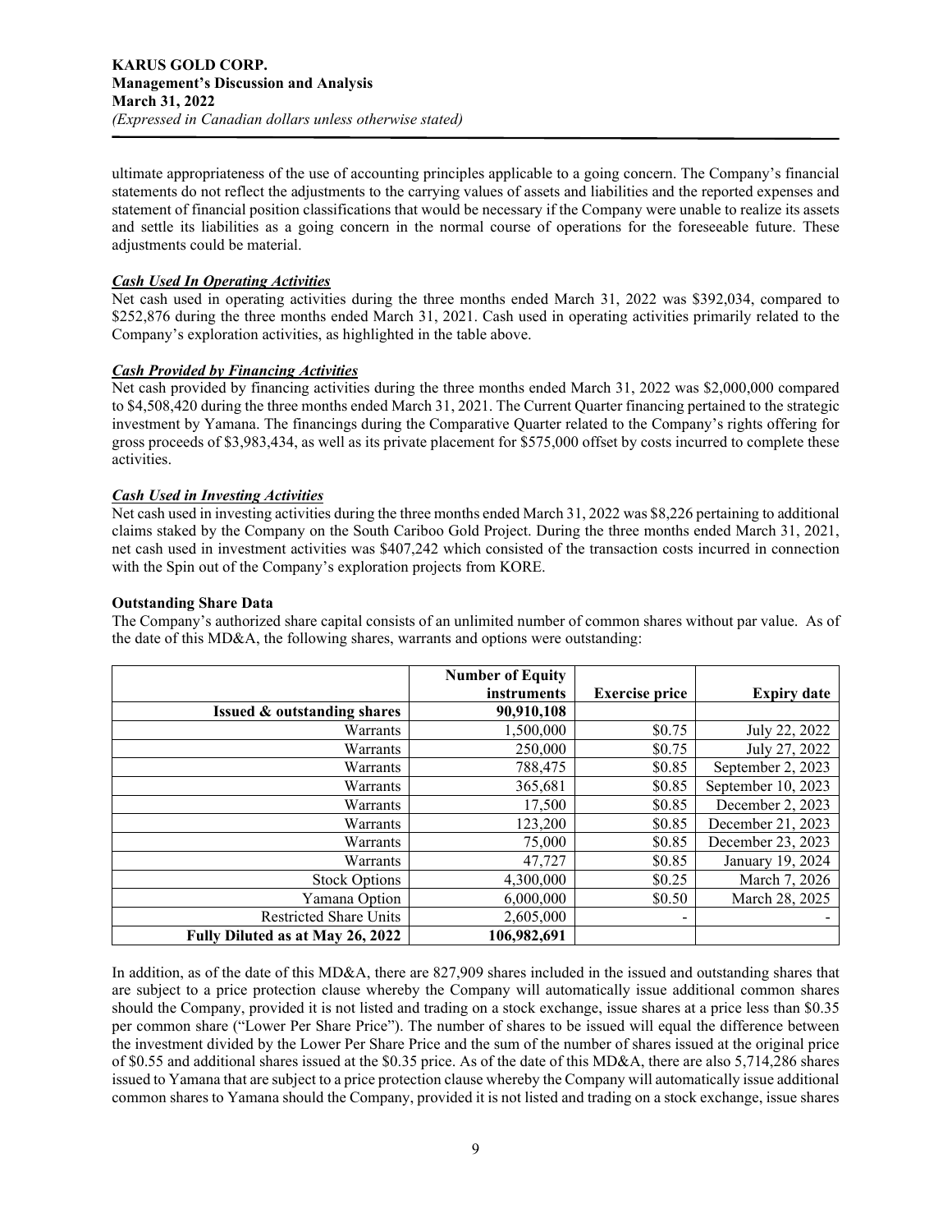ultimate appropriateness of the use of accounting principles applicable to a going concern. The Company's financial statements do not reflect the adjustments to the carrying values of assets and liabilities and the reported expenses and statement of financial position classifications that would be necessary if the Company were unable to realize its assets and settle its liabilities as a going concern in the normal course of operations for the foreseeable future. These adjustments could be material.

***Cash Used In Operating Activities***

Net cash used in operating activities during the three months ended March 31, 2022 was $392,034, compared to $252,876 during the three months ended March 31, 2021. Cash used in operating activities primarily related to the Company's exploration activities, as highlighted in the table above.

***Cash Provided by Financing Activities***

Net cash provided by financing activities during the three months ended March 31, 2022 was $2,000,000 compared to $4,508,420 during the three months ended March 31, 2021. The Current Quarter financing pertained to the strategic investment by Yamana. The financings during the Comparative Quarter related to the Company's rights offering for gross proceeds of $3,983,434, as well as its private placement for $575,000 offset by costs incurred to complete these activities.

***Cash Used in Investing Activities***

Net cash used in investing activities during the three months ended March 31, 2022 was $8,226 pertaining to additional claims staked by the Company on the South Cariboo Gold Project. During the three months ended March 31, 2021, net cash used in investment activities was $407,242 which consisted of the transaction costs incurred in connection with the Spin out of the Company's exploration projects from KORE.

**Outstanding Share Data**

The Company's authorized share capital consists of an unlimited number of common shares without par value. As of the date of this MD&A, the following shares, warrants and options were outstanding:

| | Number of Equity instruments | Exercise price | Expiry date |
|---|---|---|---|
| **Issued & outstanding shares** | **90,910,108** | | |
| Warrants | 1,500,000 | $0.75 | July 22, 2022 |
| Warrants | 250,000 | $0.75 | July 27, 2022 |
| Warrants | 788,475 | $0.85 | September 2, 2023 |
| Warrants | 365,681 | $0.85 | September 10, 2023 |
| Warrants | 17,500 | $0.85 | December 2, 2023 |
| Warrants | 123,200 | $0.85 | December 21, 2023 |
| Warrants | 75,000 | $0.85 | December 23, 2023 |
| Warrants | 47,727 | $0.85 | January 19, 2024 |
| Stock Options | 4,300,000 | $0.25 | March 7, 2026 |
| Yamana Option | 6,000,000 | $0.50 | March 28, 2025 |
| Restricted Share Units | 2,605,000 | - | - |
| **Fully Diluted as at May 26, 2022** | **106,982,691** | | |

In addition, as of the date of this MD&A, there are 827,909 shares included in the issued and outstanding shares that are subject to a price protection clause whereby the Company will automatically issue additional common shares should the Company, provided it is not listed and trading on a stock exchange, issue shares at a price less than $0.35 per common share ("Lower Per Share Price"). The number of shares to be issued will equal the difference between the investment divided by the Lower Per Share Price and the sum of the number of shares issued at the original price of $0.55 and additional shares issued at the $0.35 price. As of the date of this MD&A, there are also 5,714,286 shares issued to Yamana that are subject to a price protection clause whereby the Company will automatically issue additional common shares to Yamana should the Company, provided it is not listed and trading on a stock exchange, issue shares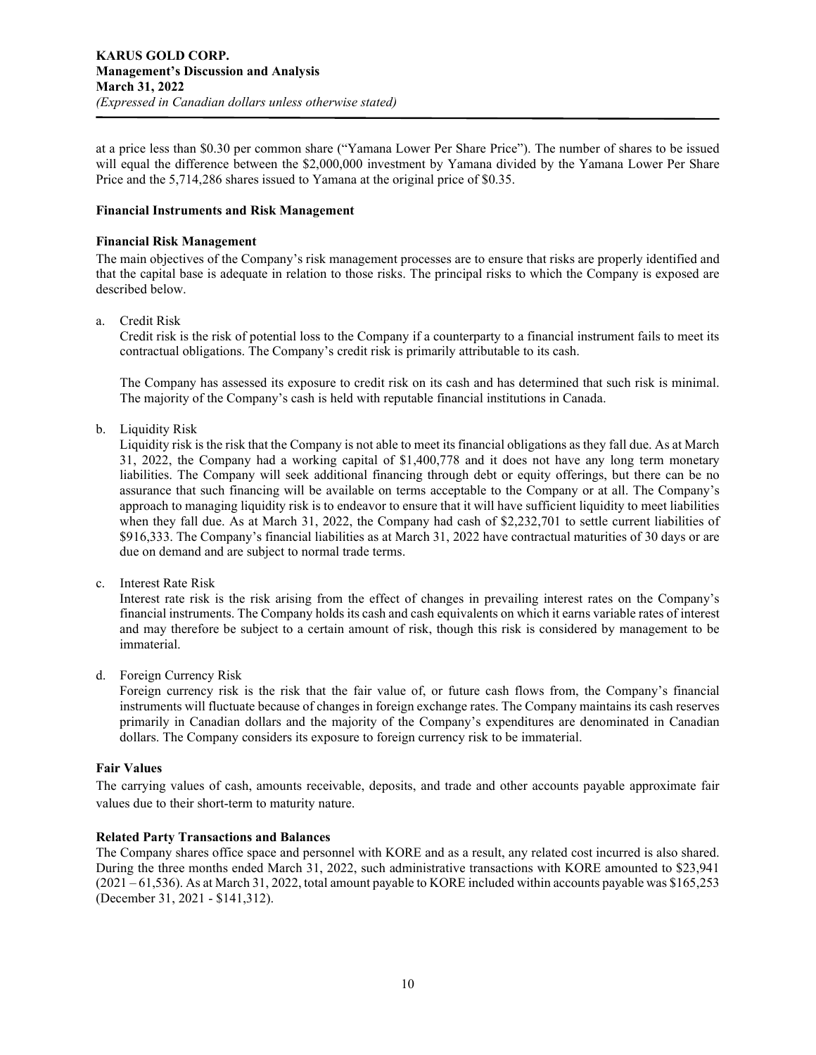at a price less than $0.30 per common share ("Yamana Lower Per Share Price"). The number of shares to be issued will equal the difference between the $2,000,000 investment by Yamana divided by the Yamana Lower Per Share Price and the 5,714,286 shares issued to Yamana at the original price of $0.35.

### Financial Instruments and Risk Management

#### Financial Risk Management

The main objectives of the Company's risk management processes are to ensure that risks are properly identified and that the capital base is adequate in relation to those risks. The principal risks to which the Company is exposed are described below.

a. Credit Risk

   Credit risk is the risk of potential loss to the Company if a counterparty to a financial instrument fails to meet its contractual obligations. The Company's credit risk is primarily attributable to its cash.

   The Company has assessed its exposure to credit risk on its cash and has determined that such risk is minimal. The majority of the Company's cash is held with reputable financial institutions in Canada.

b. Liquidity Risk

   Liquidity risk is the risk that the Company is not able to meet its financial obligations as they fall due. As at March 31, 2022, the Company had a working capital of $1,400,778 and it does not have any long term monetary liabilities. The Company will seek additional financing through debt or equity offerings, but there can be no assurance that such financing will be available on terms acceptable to the Company or at all. The Company's approach to managing liquidity risk is to endeavor to ensure that it will have sufficient liquidity to meet liabilities when they fall due. As at March 31, 2022, the Company had cash of $2,232,701 to settle current liabilities of $916,333. The Company's financial liabilities as at March 31, 2022 have contractual maturities of 30 days or are due on demand and are subject to normal trade terms.

c. Interest Rate Risk

   Interest rate risk is the risk arising from the effect of changes in prevailing interest rates on the Company's financial instruments. The Company holds its cash and cash equivalents on which it earns variable rates of interest and may therefore be subject to a certain amount of risk, though this risk is considered by management to be immaterial.

d. Foreign Currency Risk

   Foreign currency risk is the risk that the fair value of, or future cash flows from, the Company's financial instruments will fluctuate because of changes in foreign exchange rates. The Company maintains its cash reserves primarily in Canadian dollars and the majority of the Company's expenditures are denominated in Canadian dollars. The Company considers its exposure to foreign currency risk to be immaterial.

#### Fair Values

The carrying values of cash, amounts receivable, deposits, and trade and other accounts payable approximate fair values due to their short-term to maturity nature.

### Related Party Transactions and Balances

The Company shares office space and personnel with KORE and as a result, any related cost incurred is also shared. During the three months ended March 31, 2022, such administrative transactions with KORE amounted to $23,941 (2021 – 61,536). As at March 31, 2022, total amount payable to KORE included within accounts payable was $165,253 (December 31, 2021 - $141,312).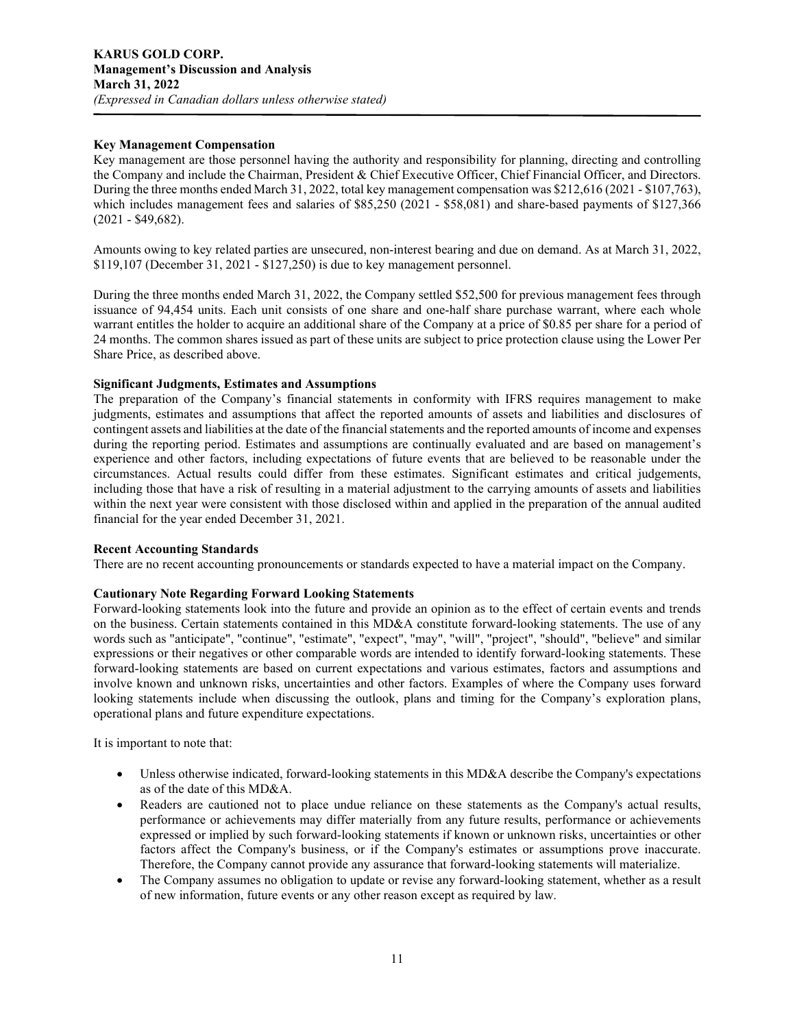### Key Management Compensation

Key management are those personnel having the authority and responsibility for planning, directing and controlling the Company and include the Chairman, President & Chief Executive Officer, Chief Financial Officer, and Directors. During the three months ended March 31, 2022, total key management compensation was $212,616 (2021 - $107,763), which includes management fees and salaries of $85,250 (2021 - $58,081) and share-based payments of $127,366 (2021 - $49,682).

Amounts owing to key related parties are unsecured, non-interest bearing and due on demand. As at March 31, 2022, $119,107 (December 31, 2021 - $127,250) is due to key management personnel.

During the three months ended March 31, 2022, the Company settled $52,500 for previous management fees through issuance of 94,454 units. Each unit consists of one share and one-half share purchase warrant, where each whole warrant entitles the holder to acquire an additional share of the Company at a price of $0.85 per share for a period of 24 months. The common shares issued as part of these units are subject to price protection clause using the Lower Per Share Price, as described above.

### Significant Judgments, Estimates and Assumptions

The preparation of the Company's financial statements in conformity with IFRS requires management to make judgments, estimates and assumptions that affect the reported amounts of assets and liabilities and disclosures of contingent assets and liabilities at the date of the financial statements and the reported amounts of income and expenses during the reporting period. Estimates and assumptions are continually evaluated and are based on management's experience and other factors, including expectations of future events that are believed to be reasonable under the circumstances. Actual results could differ from these estimates. Significant estimates and critical judgements, including those that have a risk of resulting in a material adjustment to the carrying amounts of assets and liabilities within the next year were consistent with those disclosed within and applied in the preparation of the annual audited financial for the year ended December 31, 2021.

### Recent Accounting Standards

There are no recent accounting pronouncements or standards expected to have a material impact on the Company.

### Cautionary Note Regarding Forward Looking Statements

Forward-looking statements look into the future and provide an opinion as to the effect of certain events and trends on the business. Certain statements contained in this MD&A constitute forward-looking statements. The use of any words such as "anticipate", "continue", "estimate", "expect", "may", "will", "project", "should", "believe" and similar expressions or their negatives or other comparable words are intended to identify forward-looking statements. These forward-looking statements are based on current expectations and various estimates, factors and assumptions and involve known and unknown risks, uncertainties and other factors. Examples of where the Company uses forward looking statements include when discussing the outlook, plans and timing for the Company's exploration plans, operational plans and future expenditure expectations.

It is important to note that:

- Unless otherwise indicated, forward-looking statements in this MD&A describe the Company's expectations as of the date of this MD&A.
- Readers are cautioned not to place undue reliance on these statements as the Company's actual results, performance or achievements may differ materially from any future results, performance or achievements expressed or implied by such forward-looking statements if known or unknown risks, uncertainties or other factors affect the Company's business, or if the Company's estimates or assumptions prove inaccurate. Therefore, the Company cannot provide any assurance that forward-looking statements will materialize.
- The Company assumes no obligation to update or revise any forward-looking statement, whether as a result of new information, future events or any other reason except as required by law.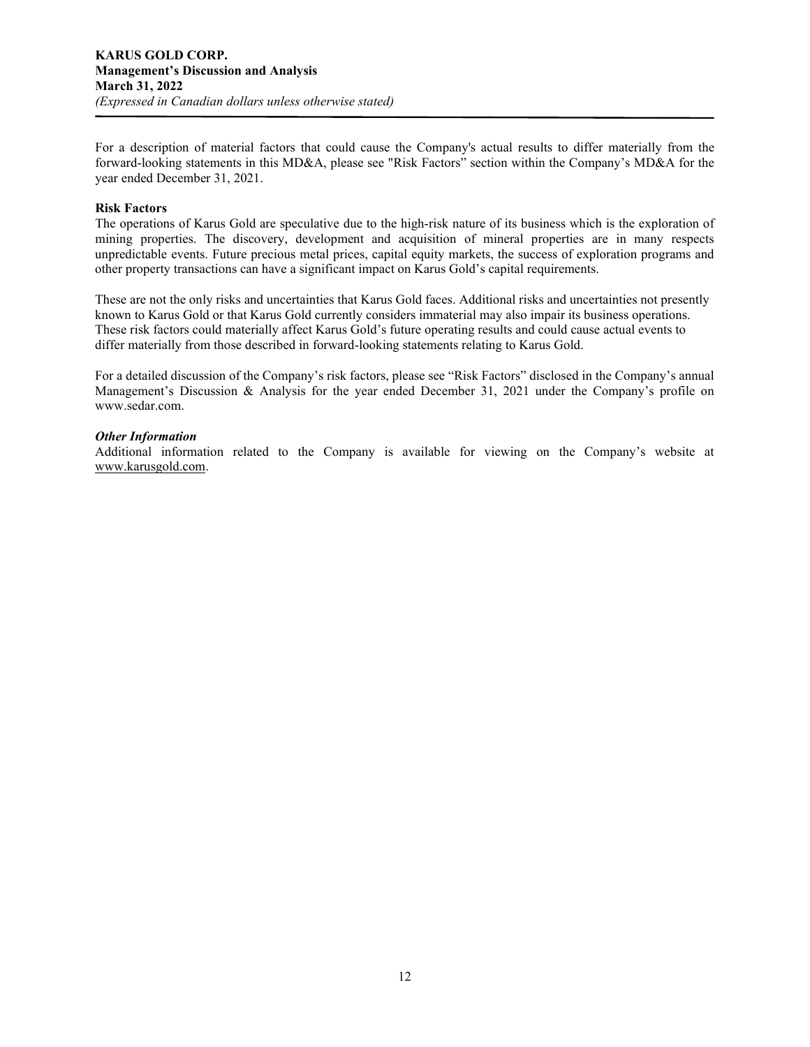For a description of material factors that could cause the Company's actual results to differ materially from the forward-looking statements in this MD&A, please see "Risk Factors" section within the Company's MD&A for the year ended December 31, 2021.

**Risk Factors**

The operations of Karus Gold are speculative due to the high-risk nature of its business which is the exploration of mining properties. The discovery, development and acquisition of mineral properties are in many respects unpredictable events. Future precious metal prices, capital equity markets, the success of exploration programs and other property transactions can have a significant impact on Karus Gold's capital requirements.

These are not the only risks and uncertainties that Karus Gold faces. Additional risks and uncertainties not presently known to Karus Gold or that Karus Gold currently considers immaterial may also impair its business operations. These risk factors could materially affect Karus Gold's future operating results and could cause actual events to differ materially from those described in forward-looking statements relating to Karus Gold.

For a detailed discussion of the Company's risk factors, please see "Risk Factors" disclosed in the Company's annual Management's Discussion & Analysis for the year ended December 31, 2021 under the Company's profile on www.sedar.com.

***Other Information***

Additional information related to the Company is available for viewing on the Company's website at www.karusgold.com.